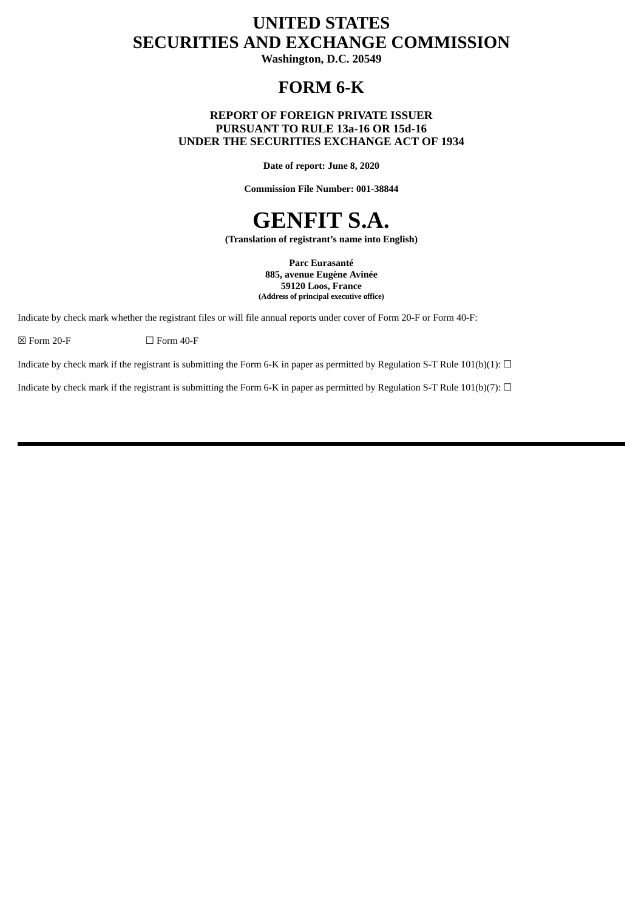# UNITED STATES
# SECURITIES AND EXCHANGE COMMISSION

**Washington, D.C. 20549**

# FORM 6-K

**REPORT OF FOREIGN PRIVATE ISSUER**
**PURSUANT TO RULE 13a-16 OR 15d-16**
**UNDER THE SECURITIES EXCHANGE ACT OF 1934**

**Date of report: June 8, 2020**

**Commission File Number: 001-38844**

# GENFIT S.A.

**(Translation of registrant's name into English)**

**Parc Eurasanté**
**885, avenue Eugène Avinée**
**59120 Loos, France**
**(Address of principal executive office)**

Indicate by check mark whether the registrant files or will file annual reports under cover of Form 20-F or Form 40-F:

☒ Form 20-F ☐ Form 40-F

Indicate by check mark if the registrant is submitting the Form 6-K in paper as permitted by Regulation S-T Rule 101(b)(1): ☐

Indicate by check mark if the registrant is submitting the Form 6-K in paper as permitted by Regulation S-T Rule 101(b)(7): ☐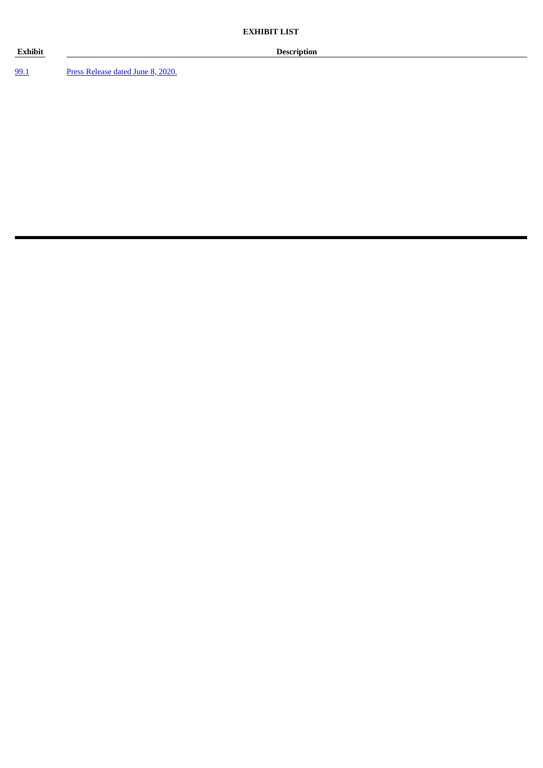**EXHIBIT LIST**

| Exhibit | Description |
| --- | --- |
| 99.1 | Press Release dated June 8, 2020. |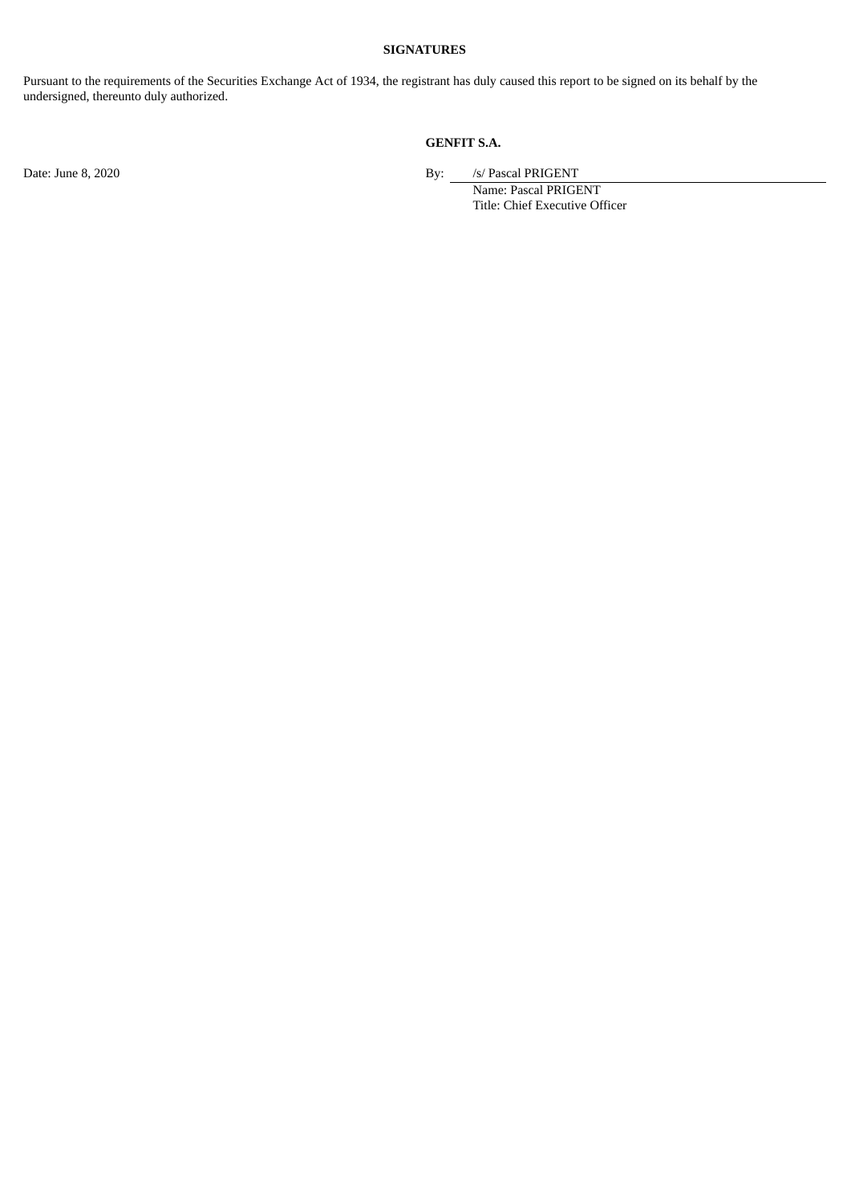**SIGNATURES**

Pursuant to the requirements of the Securities Exchange Act of 1934, the registrant has duly caused this report to be signed on its behalf by the undersigned, thereunto duly authorized.

**GENFIT S.A.**

Date: June 8, 2020

By: /s/ Pascal PRIGENT
Name: Pascal PRIGENT
Title: Chief Executive Officer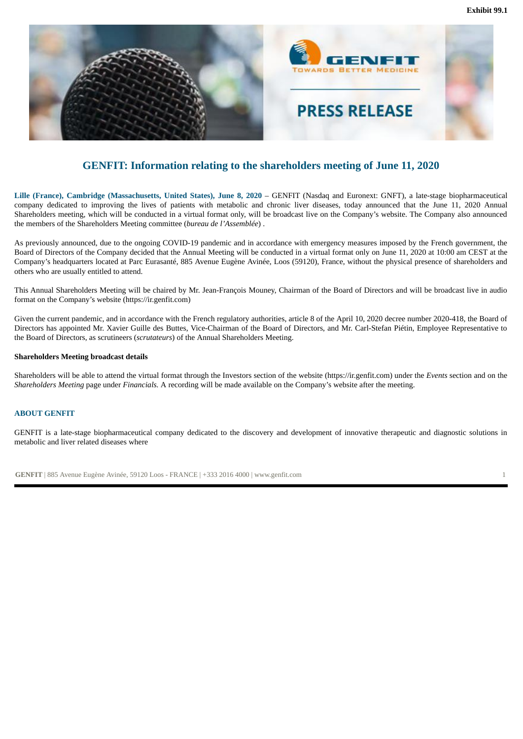Exhibit 99.1

PRESS RELEASE

# GENFIT: Information relating to the shareholders meeting of June 11, 2020

**Lille (France), Cambridge (Massachusetts, United States), June 8, 2020** – GENFIT (Nasdaq and Euronext: GNFT), a late-stage biopharmaceutical company dedicated to improving the lives of patients with metabolic and chronic liver diseases, today announced that the June 11, 2020 Annual Shareholders meeting, which will be conducted in a virtual format only, will be broadcast live on the Company's website. The Company also announced the members of the Shareholders Meeting committee (*bureau de l'Assemblée*) .

As previously announced, due to the ongoing COVID-19 pandemic and in accordance with emergency measures imposed by the French government, the Board of Directors of the Company decided that the Annual Meeting will be conducted in a virtual format only on June 11, 2020 at 10:00 am CEST at the Company's headquarters located at Parc Eurasanté, 885 Avenue Eugène Avinée, Loos (59120), France, without the physical presence of shareholders and others who are usually entitled to attend.

This Annual Shareholders Meeting will be chaired by Mr. Jean-François Mouney, Chairman of the Board of Directors and will be broadcast live in audio format on the Company's website (https://ir.genfit.com)

Given the current pandemic, and in accordance with the French regulatory authorities, article 8 of the April 10, 2020 decree number 2020-418, the Board of Directors has appointed Mr. Xavier Guille des Buttes, Vice-Chairman of the Board of Directors, and Mr. Carl-Stefan Piétin, Employee Representative to the Board of Directors, as scrutineers (*scrutateurs*) of the Annual Shareholders Meeting.

**Shareholders Meeting broadcast details**

Shareholders will be able to attend the virtual format through the Investors section of the website (https://ir.genfit.com) under the *Events* section and on the *Shareholders Meeting* page under *Financials.* A recording will be made available on the Company's website after the meeting.

## ABOUT GENFIT

GENFIT is a late-stage biopharmaceutical company dedicated to the discovery and development of innovative therapeutic and diagnostic solutions in metabolic and liver related diseases where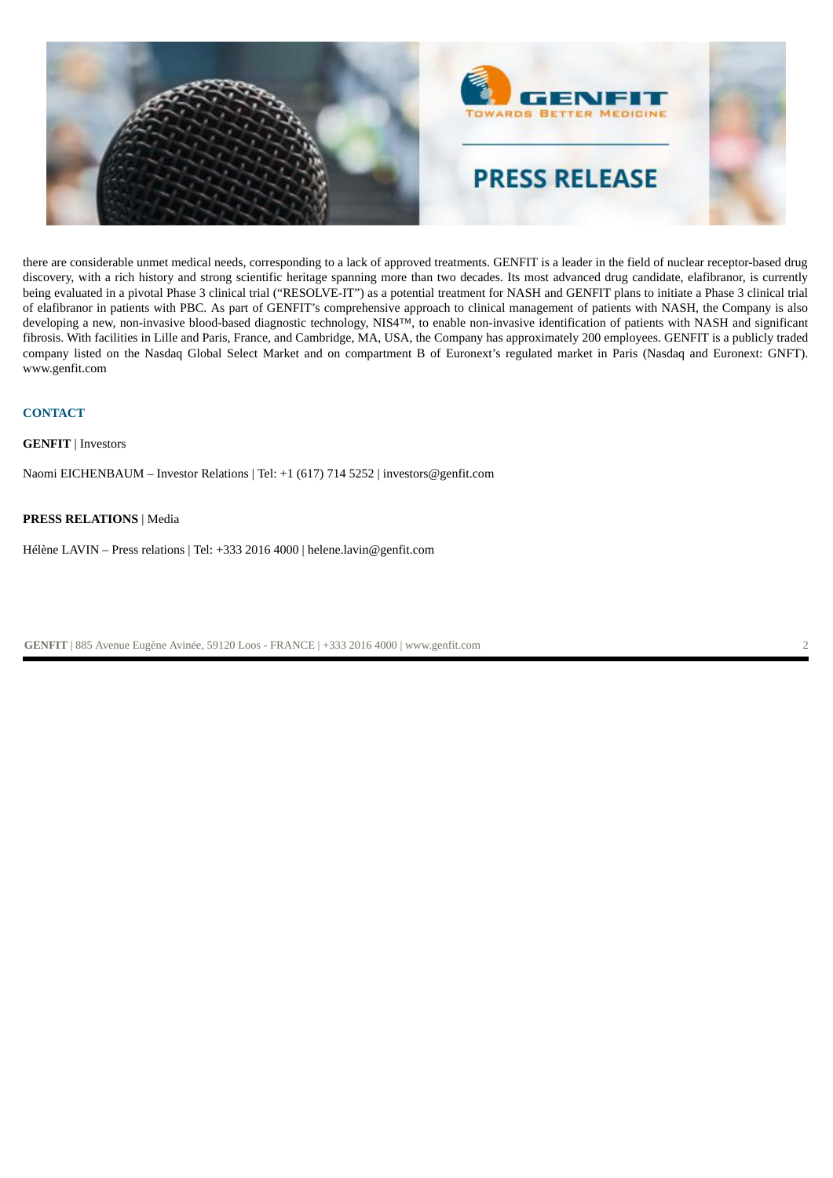there are considerable unmet medical needs, corresponding to a lack of approved treatments. GENFIT is a leader in the field of nuclear receptor-based drug discovery, with a rich history and strong scientific heritage spanning more than two decades. Its most advanced drug candidate, elafibranor, is currently being evaluated in a pivotal Phase 3 clinical trial ("RESOLVE-IT") as a potential treatment for NASH and GENFIT plans to initiate a Phase 3 clinical trial of elafibranor in patients with PBC. As part of GENFIT's comprehensive approach to clinical management of patients with NASH, the Company is also developing a new, non-invasive blood-based diagnostic technology, NIS4™, to enable non-invasive identification of patients with NASH and significant fibrosis. With facilities in Lille and Paris, France, and Cambridge, MA, USA, the Company has approximately 200 employees. GENFIT is a publicly traded company listed on the Nasdaq Global Select Market and on compartment B of Euronext's regulated market in Paris (Nasdaq and Euronext: GNFT). www.genfit.com

## CONTACT

**GENFIT** | Investors

Naomi EICHENBAUM – Investor Relations | Tel: +1 (617) 714 5252 | investors@genfit.com

**PRESS RELATIONS** | Media

Hélène LAVIN – Press relations | Tel: +333 2016 4000 | helene.lavin@genfit.com